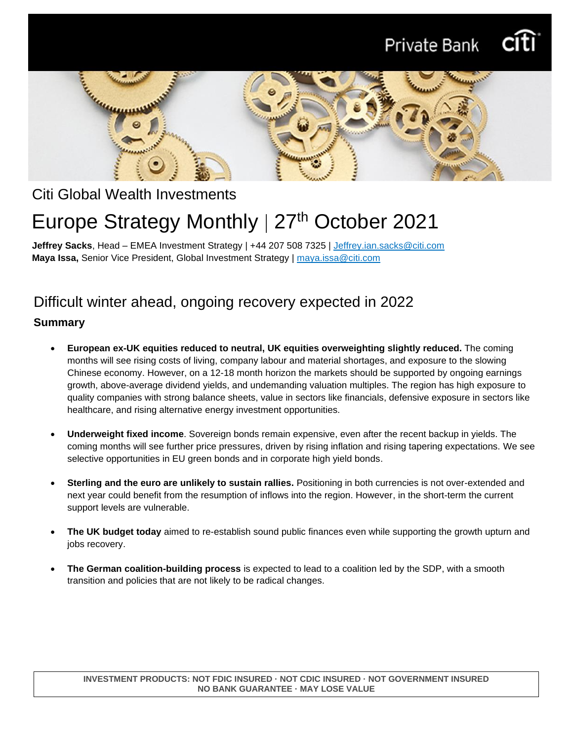Citi Global Wealth Investments

# Europe Strategy Monthly | 27th October 2021

**Jeffrey Sacks**, Head – EMEA Investment Strategy | +44 207 508 7325 | Jeffrey.ian.sacks@citi.com
**Maya Issa,** Senior Vice President, Global Investment Strategy | maya.issa@citi.com

## Difficult winter ahead, ongoing recovery expected in 2022

### Summary

- **European ex-UK equities reduced to neutral, UK equities overweighting slightly reduced.** The coming months will see rising costs of living, company labour and material shortages, and exposure to the slowing Chinese economy. However, on a 12-18 month horizon the markets should be supported by ongoing earnings growth, above-average dividend yields, and undemanding valuation multiples. The region has high exposure to quality companies with strong balance sheets, value in sectors like financials, defensive exposure in sectors like healthcare, and rising alternative energy investment opportunities.

- **Underweight fixed income**. Sovereign bonds remain expensive, even after the recent backup in yields. The coming months will see further price pressures, driven by rising inflation and rising tapering expectations. We see selective opportunities in EU green bonds and in corporate high yield bonds.

- **Sterling and the euro are unlikely to sustain rallies.** Positioning in both currencies is not over-extended and next year could benefit from the resumption of inflows into the region. However, in the short-term the current support levels are vulnerable.

- **The UK budget today** aimed to re-establish sound public finances even while supporting the growth upturn and jobs recovery.

- **The German coalition-building process** is expected to lead to a coalition led by the SDP, with a smooth transition and policies that are not likely to be radical changes.

**INVESTMENT PRODUCTS: NOT FDIC INSURED · NOT CDIC INSURED · NOT GOVERNMENT INSURED**
**NO BANK GUARANTEE · MAY LOSE VALUE**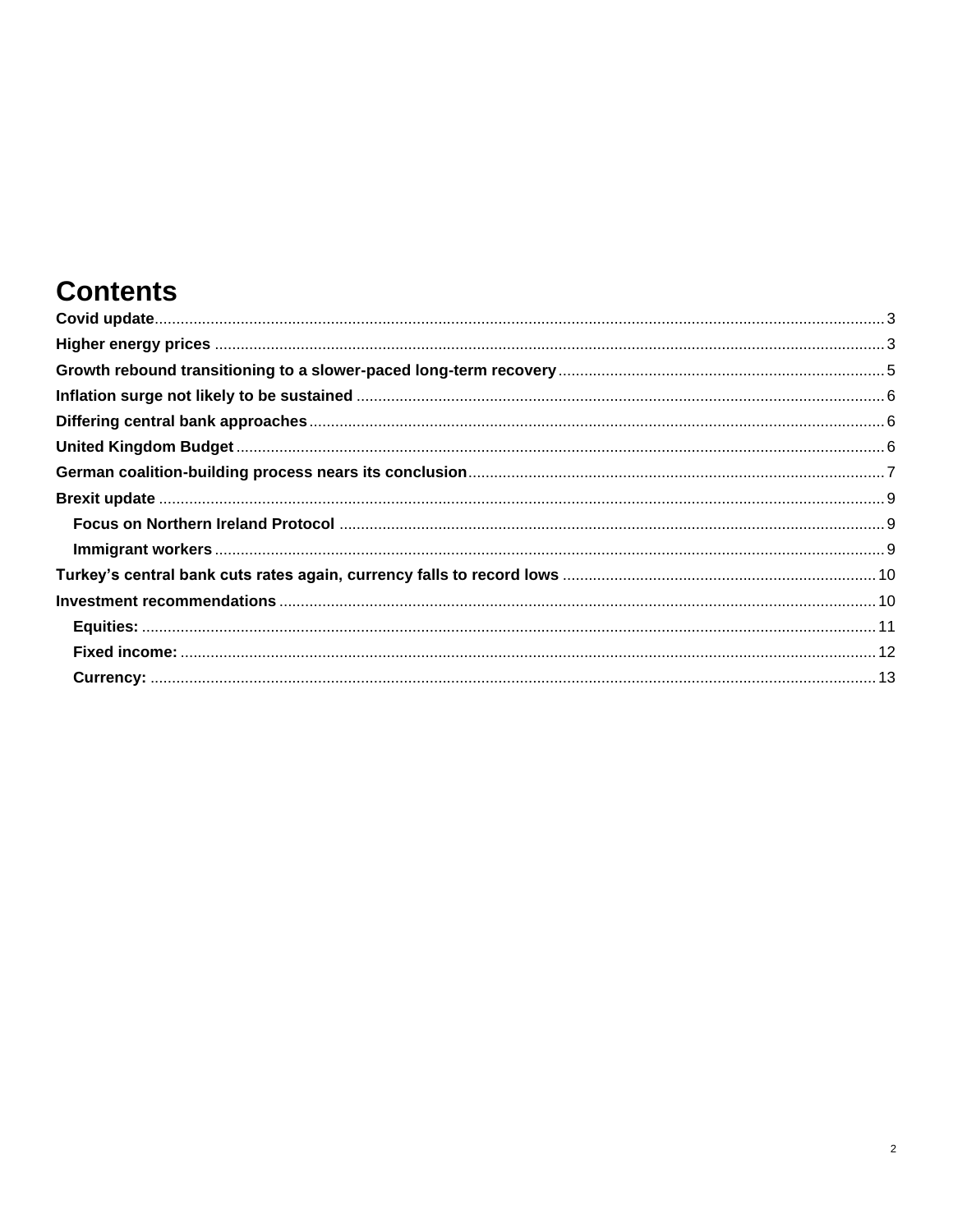# Contents

**Covid update** ........ 3
**Higher energy prices** ........ 3
**Growth rebound transitioning to a slower-paced long-term recovery** ........ 5
**Inflation surge not likely to be sustained** ........ 6
**Differing central bank approaches** ........ 6
**United Kingdom Budget** ........ 6
**German coalition-building process nears its conclusion** ........ 7
**Brexit update** ........ 9
- **Focus on Northern Ireland Protocol** ........ 9
- **Immigrant workers** ........ 9

**Turkey's central bank cuts rates again, currency falls to record lows** ........ 10
**Investment recommendations** ........ 10
- **Equities:** ........ 11
- **Fixed income:** ........ 12
- **Currency:** ........ 13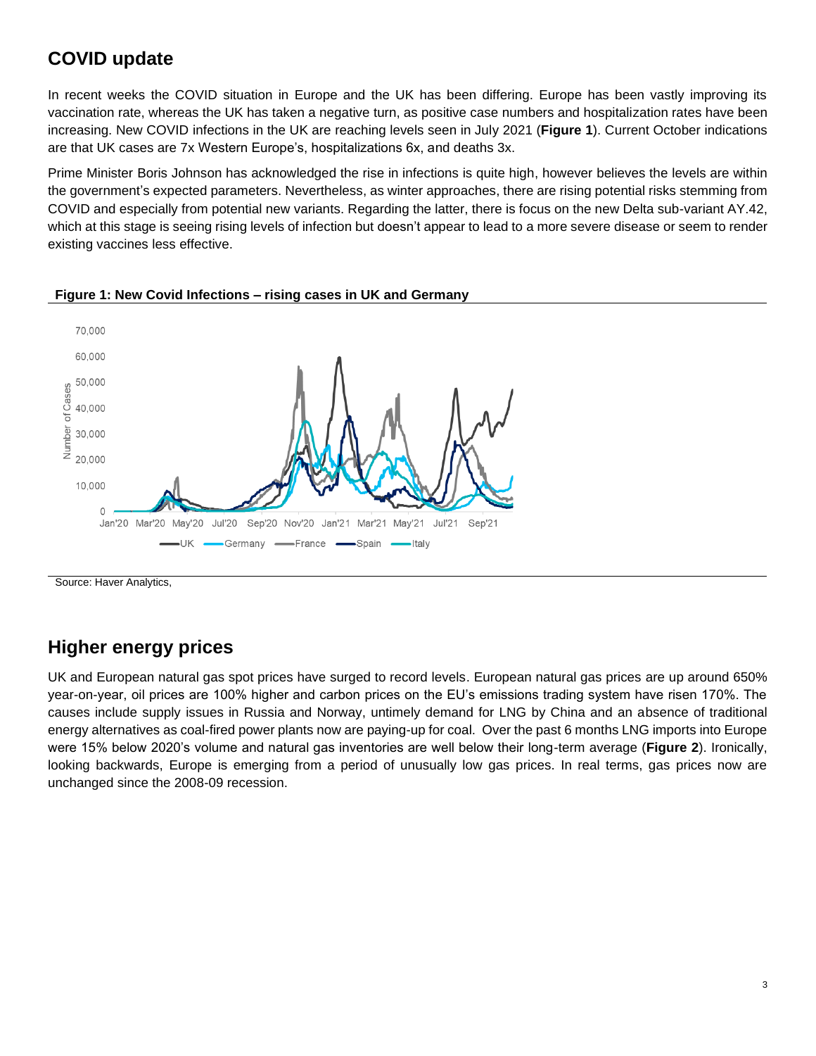## COVID update

In recent weeks the COVID situation in Europe and the UK has been differing. Europe has been vastly improving its vaccination rate, whereas the UK has taken a negative turn, as positive case numbers and hospitalization rates have been increasing. New COVID infections in the UK are reaching levels seen in July 2021 (**Figure 1**). Current October indications are that UK cases are 7x Western Europe's, hospitalizations 6x, and deaths 3x.

Prime Minister Boris Johnson has acknowledged the rise in infections is quite high, however believes the levels are within the government's expected parameters. Nevertheless, as winter approaches, there are rising potential risks stemming from COVID and especially from potential new variants. Regarding the latter, there is focus on the new Delta sub-variant AY.42, which at this stage is seeing rising levels of infection but doesn't appear to lead to a more severe disease or seem to render existing vaccines less effective.

**Figure 1: New Covid Infections – rising cases in UK and Germany**

Source: Haver Analytics,

## Higher energy prices

UK and European natural gas spot prices have surged to record levels. European natural gas prices are up around 650% year-on-year, oil prices are 100% higher and carbon prices on the EU's emissions trading system have risen 170%. The causes include supply issues in Russia and Norway, untimely demand for LNG by China and an absence of traditional energy alternatives as coal-fired power plants now are paying-up for coal. Over the past 6 months LNG imports into Europe were 15% below 2020's volume and natural gas inventories are well below their long-term average (**Figure 2**). Ironically, looking backwards, Europe is emerging from a period of unusually low gas prices. In real terms, gas prices now are unchanged since the 2008-09 recession.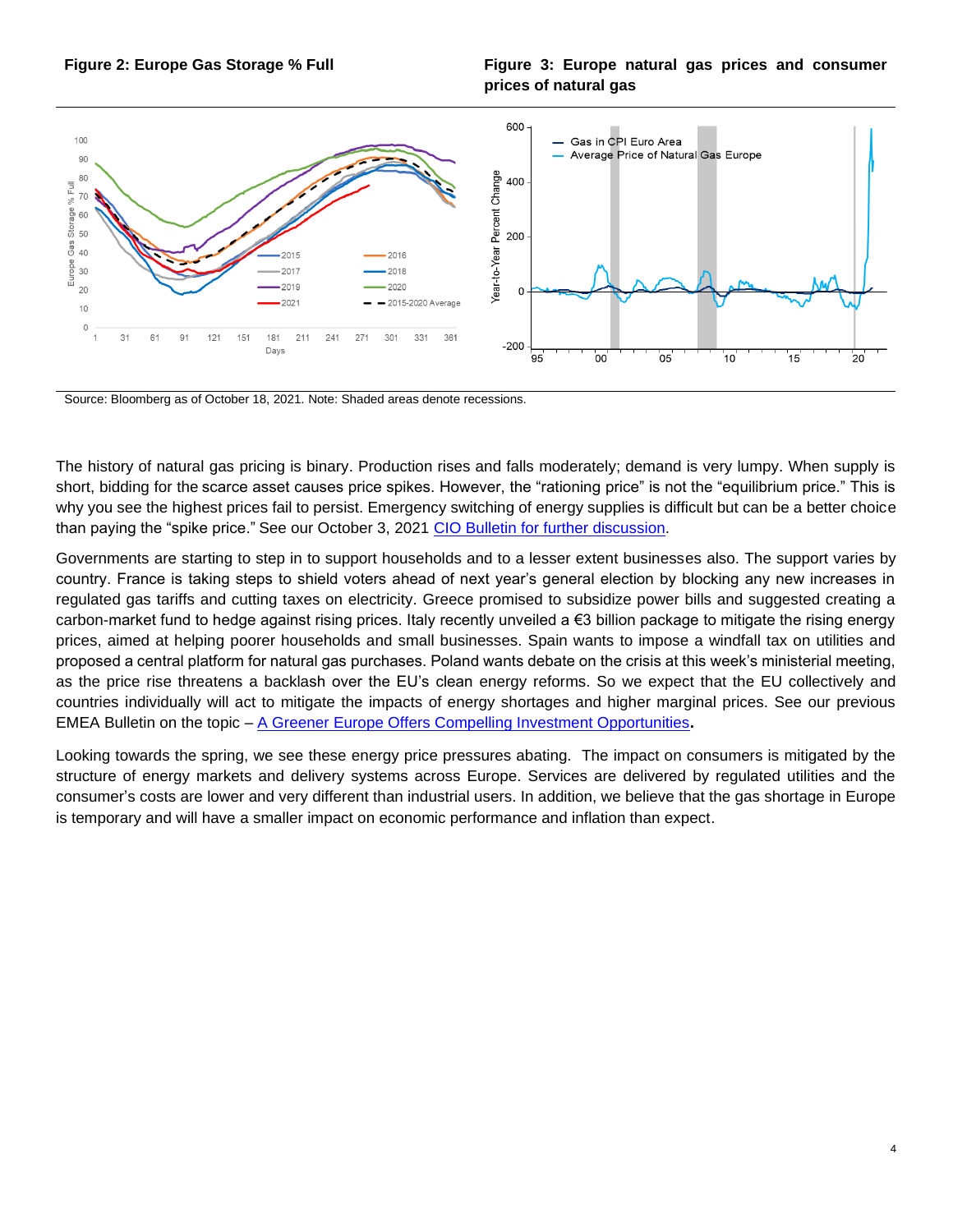**Figure 2: Europe Gas Storage % Full**

**Figure 3: Europe natural gas prices and consumer prices of natural gas**

Source: Bloomberg as of October 18, 2021. Note: Shaded areas denote recessions.

The history of natural gas pricing is binary. Production rises and falls moderately; demand is very lumpy. When supply is short, bidding for the scarce asset causes price spikes. However, the “rationing price” is not the “equilibrium price.” This is why you see the highest prices fail to persist. Emergency switching of energy supplies is difficult but can be a better choice than paying the “spike price.” See our October 3, 2021 [CIO Bulletin for further discussion](#).

Governments are starting to step in to support households and to a lesser extent businesses also. The support varies by country. France is taking steps to shield voters ahead of next year’s general election by blocking any new increases in regulated gas tariffs and cutting taxes on electricity. Greece promised to subsidize power bills and suggested creating a carbon-market fund to hedge against rising prices. Italy recently unveiled a €3 billion package to mitigate the rising energy prices, aimed at helping poorer households and small businesses. Spain wants to impose a windfall tax on utilities and proposed a central platform for natural gas purchases. Poland wants debate on the crisis at this week’s ministerial meeting, as the price rise threatens a backlash over the EU’s clean energy reforms. So we expect that the EU collectively and countries individually will act to mitigate the impacts of energy shortages and higher marginal prices. See our previous EMEA Bulletin on the topic – [A Greener Europe Offers Compelling Investment Opportunities](#)**.**

Looking towards the spring, we see these energy price pressures abating. The impact on consumers is mitigated by the structure of energy markets and delivery systems across Europe. Services are delivered by regulated utilities and the consumer’s costs are lower and very different than industrial users. In addition, we believe that the gas shortage in Europe is temporary and will have a smaller impact on economic performance and inflation than expect.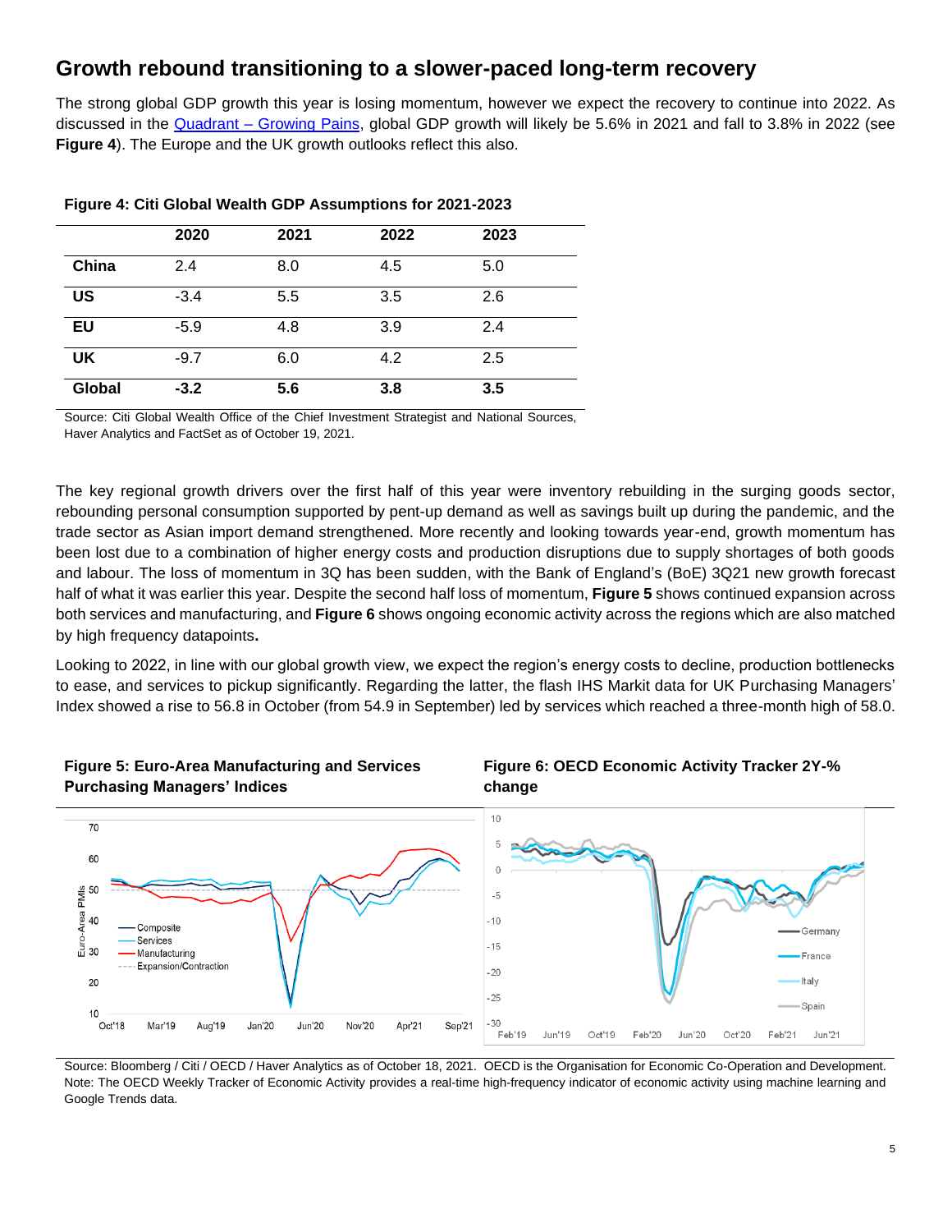## Growth rebound transitioning to a slower-paced long-term recovery

The strong global GDP growth this year is losing momentum, however we expect the recovery to continue into 2022. As discussed in the Quadrant – Growing Pains, global GDP growth will likely be 5.6% in 2021 and fall to 3.8% in 2022 (see **Figure 4**). The Europe and the UK growth outlooks reflect this also.

**Figure 4: Citi Global Wealth GDP Assumptions for 2021-2023**

| | 2020 | 2021 | 2022 | 2023 |
|---|---|---|---|---|
| **China** | 2.4 | 8.0 | 4.5 | 5.0 |
| **US** | -3.4 | 5.5 | 3.5 | 2.6 |
| **EU** | -5.9 | 4.8 | 3.9 | 2.4 |
| **UK** | -9.7 | 6.0 | 4.2 | 2.5 |
| **Global** | **-3.2** | **5.6** | **3.8** | **3.5** |

Source: Citi Global Wealth Office of the Chief Investment Strategist and National Sources, Haver Analytics and FactSet as of October 19, 2021.

The key regional growth drivers over the first half of this year were inventory rebuilding in the surging goods sector, rebounding personal consumption supported by pent-up demand as well as savings built up during the pandemic, and the trade sector as Asian import demand strengthened. More recently and looking towards year-end, growth momentum has been lost due to a combination of higher energy costs and production disruptions due to supply shortages of both goods and labour. The loss of momentum in 3Q has been sudden, with the Bank of England's (BoE) 3Q21 new growth forecast half of what it was earlier this year. Despite the second half loss of momentum, **Figure 5** shows continued expansion across both services and manufacturing, and **Figure 6** shows ongoing economic activity across the regions which are also matched by high frequency datapoints**.**

Looking to 2022, in line with our global growth view, we expect the region's energy costs to decline, production bottlenecks to ease, and services to pickup significantly. Regarding the latter, the flash IHS Markit data for UK Purchasing Managers' Index showed a rise to 56.8 in October (from 54.9 in September) led by services which reached a three-month high of 58.0.

**Figure 5: Euro-Area Manufacturing and Services Purchasing Managers' Indices**

**Figure 6: OECD Economic Activity Tracker 2Y-% change**

Source: Bloomberg / Citi / OECD / Haver Analytics as of October 18, 2021. OECD is the Organisation for Economic Co-Operation and Development. Note: The OECD Weekly Tracker of Economic Activity provides a real-time high-frequency indicator of economic activity using machine learning and Google Trends data.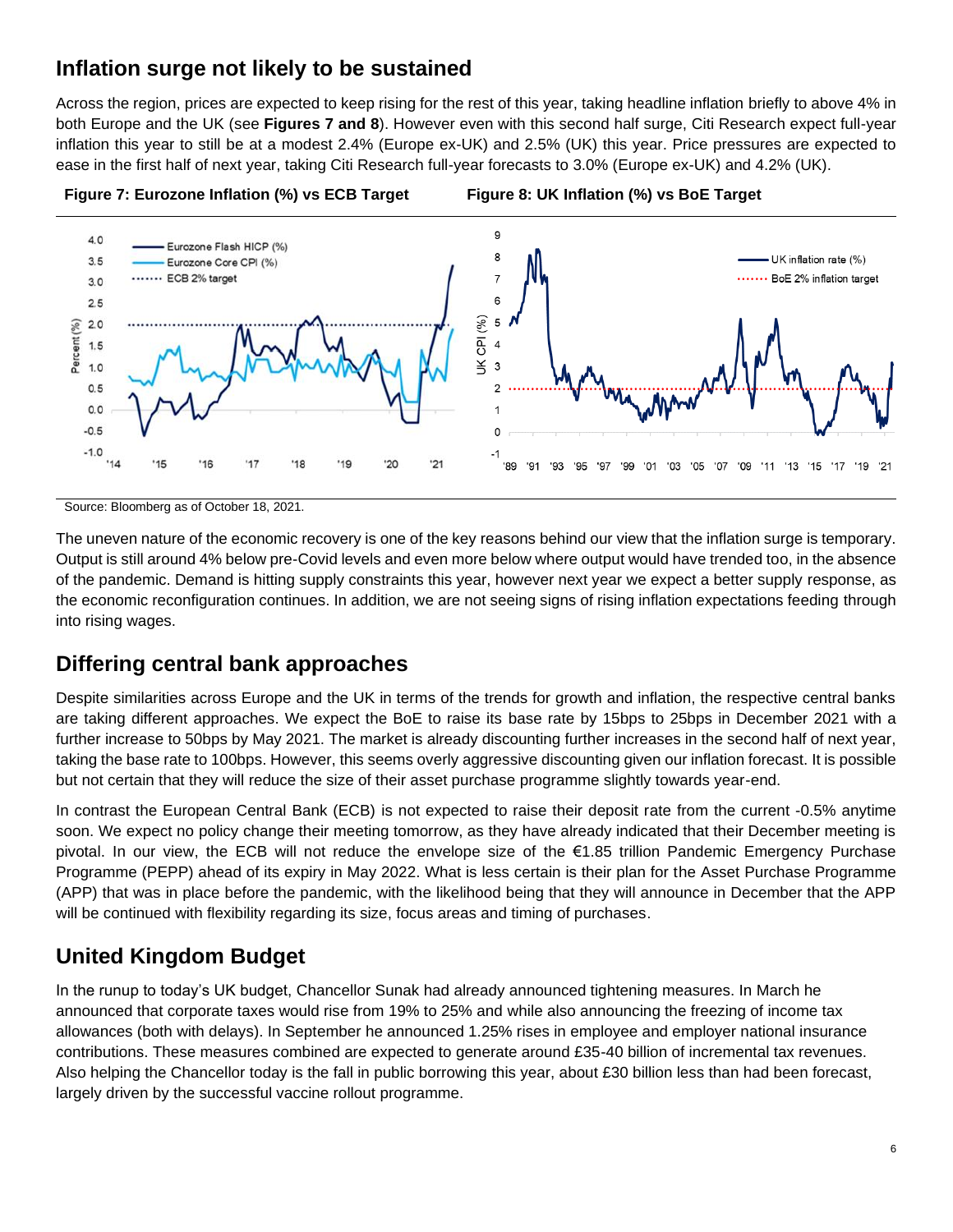## Inflation surge not likely to be sustained

Across the region, prices are expected to keep rising for the rest of this year, taking headline inflation briefly to above 4% in both Europe and the UK (see **Figures 7 and 8**). However even with this second half surge, Citi Research expect full-year inflation this year to still be at a modest 2.4% (Europe ex-UK) and 2.5% (UK) this year. Price pressures are expected to ease in the first half of next year, taking Citi Research full-year forecasts to 3.0% (Europe ex-UK) and 4.2% (UK).

**Figure 7: Eurozone Inflation (%) vs ECB Target**

**Figure 8: UK Inflation (%) vs BoE Target**

Source: Bloomberg as of October 18, 2021.

The uneven nature of the economic recovery is one of the key reasons behind our view that the inflation surge is temporary. Output is still around 4% below pre-Covid levels and even more below where output would have trended too, in the absence of the pandemic. Demand is hitting supply constraints this year, however next year we expect a better supply response, as the economic reconfiguration continues. In addition, we are not seeing signs of rising inflation expectations feeding through into rising wages.

## Differing central bank approaches

Despite similarities across Europe and the UK in terms of the trends for growth and inflation, the respective central banks are taking different approaches. We expect the BoE to raise its base rate by 15bps to 25bps in December 2021 with a further increase to 50bps by May 2021. The market is already discounting further increases in the second half of next year, taking the base rate to 100bps. However, this seems overly aggressive discounting given our inflation forecast. It is possible but not certain that they will reduce the size of their asset purchase programme slightly towards year-end.

In contrast the European Central Bank (ECB) is not expected to raise their deposit rate from the current -0.5% anytime soon. We expect no policy change their meeting tomorrow, as they have already indicated that their December meeting is pivotal. In our view, the ECB will not reduce the envelope size of the €1.85 trillion Pandemic Emergency Purchase Programme (PEPP) ahead of its expiry in May 2022. What is less certain is their plan for the Asset Purchase Programme (APP) that was in place before the pandemic, with the likelihood being that they will announce in December that the APP will be continued with flexibility regarding its size, focus areas and timing of purchases.

## United Kingdom Budget

In the runup to today's UK budget, Chancellor Sunak had already announced tightening measures. In March he announced that corporate taxes would rise from 19% to 25% and while also announcing the freezing of income tax allowances (both with delays). In September he announced 1.25% rises in employee and employer national insurance contributions. These measures combined are expected to generate around £35-40 billion of incremental tax revenues. Also helping the Chancellor today is the fall in public borrowing this year, about £30 billion less than had been forecast, largely driven by the successful vaccine rollout programme.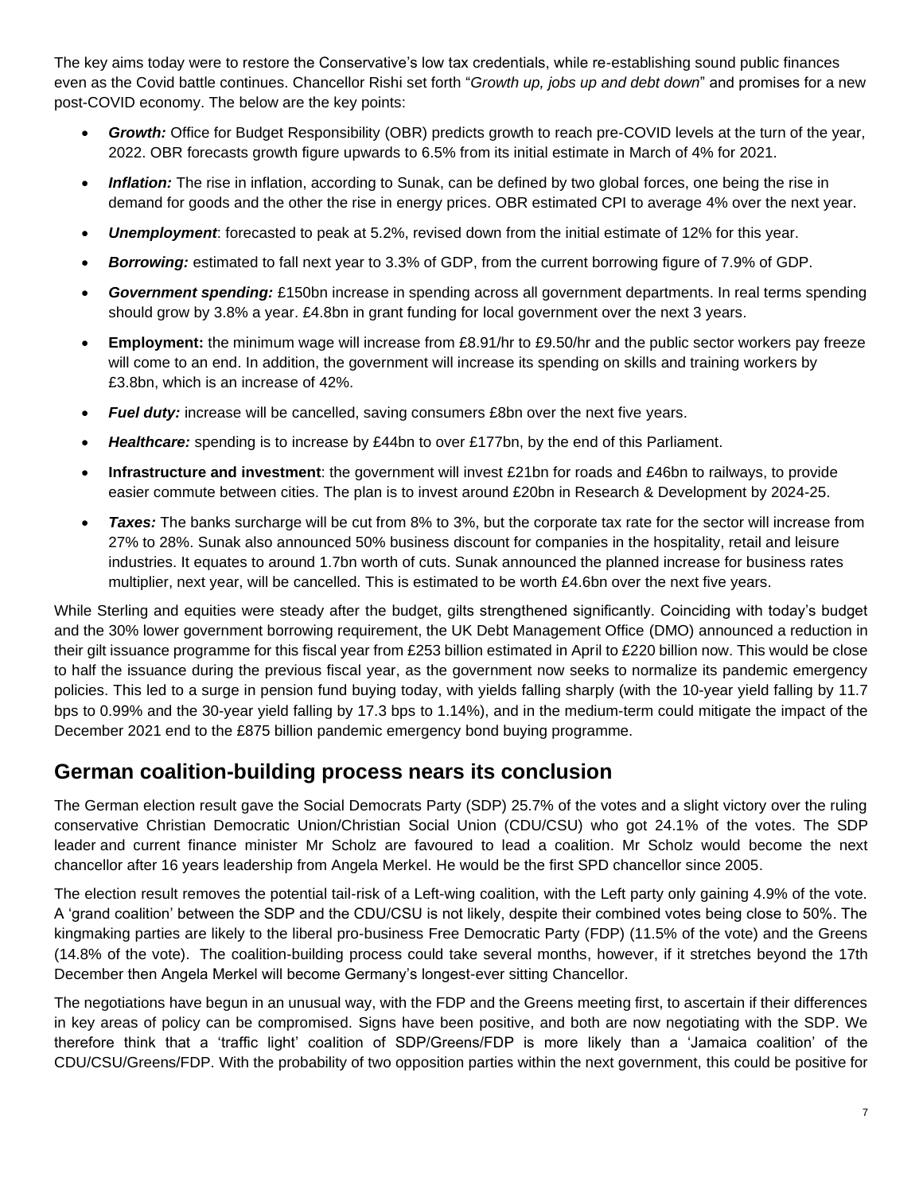The key aims today were to restore the Conservative's low tax credentials, while re-establishing sound public finances even as the Covid battle continues. Chancellor Rishi set forth "*Growth up, jobs up and debt down*" and promises for a new post-COVID economy. The below are the key points:

- ***Growth:*** Office for Budget Responsibility (OBR) predicts growth to reach pre-COVID levels at the turn of the year, 2022. OBR forecasts growth figure upwards to 6.5% from its initial estimate in March of 4% for 2021.
- ***Inflation:*** The rise in inflation, according to Sunak, can be defined by two global forces, one being the rise in demand for goods and the other the rise in energy prices. OBR estimated CPI to average 4% over the next year.
- ***Unemployment***: forecasted to peak at 5.2%, revised down from the initial estimate of 12% for this year.
- ***Borrowing:*** estimated to fall next year to 3.3% of GDP, from the current borrowing figure of 7.9% of GDP.
- ***Government spending:*** £150bn increase in spending across all government departments. In real terms spending should grow by 3.8% a year. £4.8bn in grant funding for local government over the next 3 years.
- **Employment:** the minimum wage will increase from £8.91/hr to £9.50/hr and the public sector workers pay freeze will come to an end. In addition, the government will increase its spending on skills and training workers by £3.8bn, which is an increase of 42%.
- ***Fuel duty:*** increase will be cancelled, saving consumers £8bn over the next five years.
- ***Healthcare:*** spending is to increase by £44bn to over £177bn, by the end of this Parliament.
- **Infrastructure and investment**: the government will invest £21bn for roads and £46bn to railways, to provide easier commute between cities. The plan is to invest around £20bn in Research & Development by 2024-25.
- ***Taxes:*** The banks surcharge will be cut from 8% to 3%, but the corporate tax rate for the sector will increase from 27% to 28%. Sunak also announced 50% business discount for companies in the hospitality, retail and leisure industries. It equates to around 1.7bn worth of cuts. Sunak announced the planned increase for business rates multiplier, next year, will be cancelled. This is estimated to be worth £4.6bn over the next five years.

While Sterling and equities were steady after the budget, gilts strengthened significantly. Coinciding with today's budget and the 30% lower government borrowing requirement, the UK Debt Management Office (DMO) announced a reduction in their gilt issuance programme for this fiscal year from £253 billion estimated in April to £220 billion now. This would be close to half the issuance during the previous fiscal year, as the government now seeks to normalize its pandemic emergency policies. This led to a surge in pension fund buying today, with yields falling sharply (with the 10-year yield falling by 11.7 bps to 0.99% and the 30-year yield falling by 17.3 bps to 1.14%), and in the medium-term could mitigate the impact of the December 2021 end to the £875 billion pandemic emergency bond buying programme.

## German coalition-building process nears its conclusion

The German election result gave the Social Democrats Party (SDP) 25.7% of the votes and a slight victory over the ruling conservative Christian Democratic Union/Christian Social Union (CDU/CSU) who got 24.1% of the votes. The SDP leader and current finance minister Mr Scholz are favoured to lead a coalition. Mr Scholz would become the next chancellor after 16 years leadership from Angela Merkel. He would be the first SPD chancellor since 2005.

The election result removes the potential tail-risk of a Left-wing coalition, with the Left party only gaining 4.9% of the vote. A 'grand coalition' between the SDP and the CDU/CSU is not likely, despite their combined votes being close to 50%. The kingmaking parties are likely to the liberal pro-business Free Democratic Party (FDP) (11.5% of the vote) and the Greens (14.8% of the vote). The coalition-building process could take several months, however, if it stretches beyond the 17th December then Angela Merkel will become Germany's longest-ever sitting Chancellor.

The negotiations have begun in an unusual way, with the FDP and the Greens meeting first, to ascertain if their differences in key areas of policy can be compromised. Signs have been positive, and both are now negotiating with the SDP. We therefore think that a 'traffic light' coalition of SDP/Greens/FDP is more likely than a 'Jamaica coalition' of the CDU/CSU/Greens/FDP. With the probability of two opposition parties within the next government, this could be positive for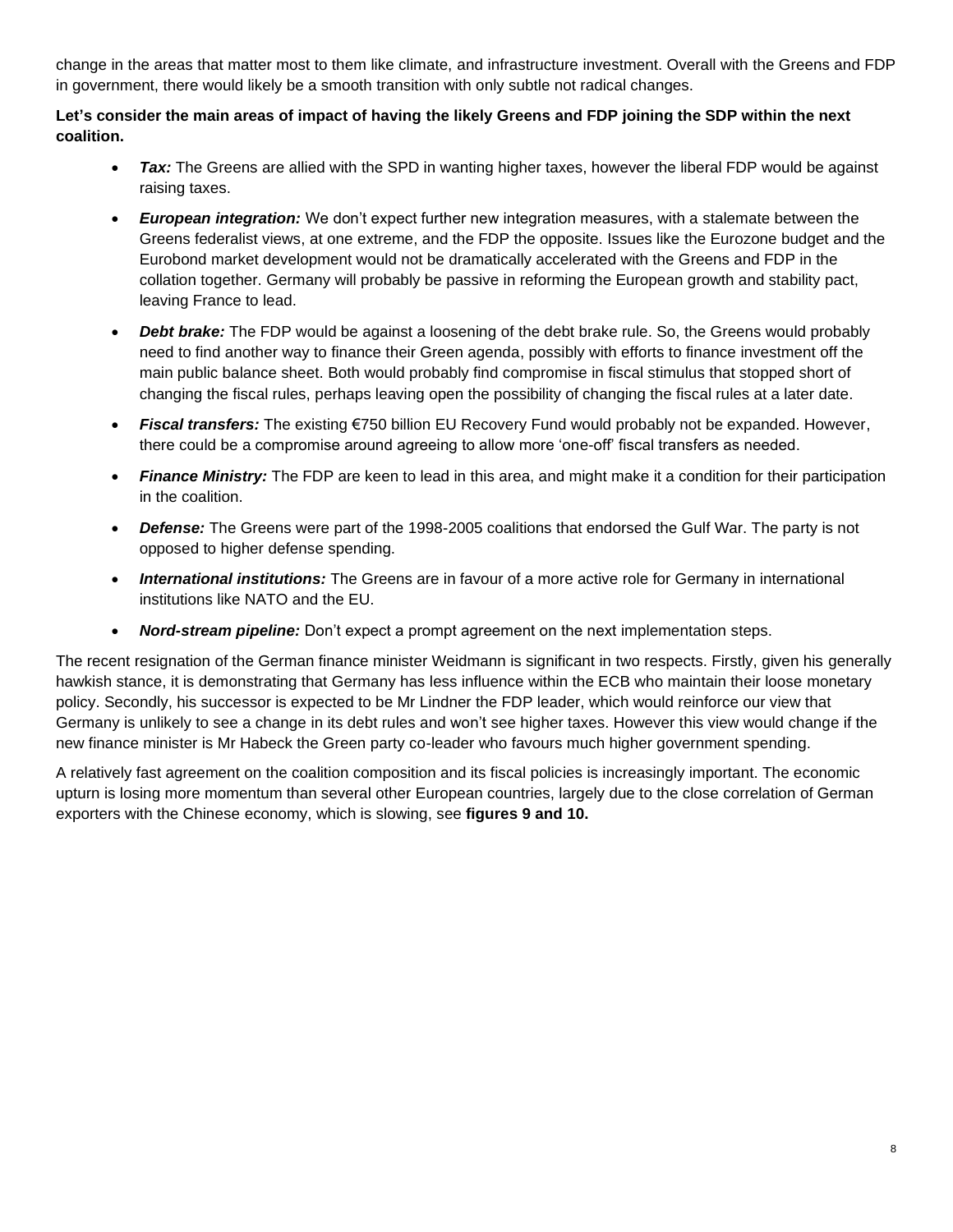change in the areas that matter most to them like climate, and infrastructure investment. Overall with the Greens and FDP in government, there would likely be a smooth transition with only subtle not radical changes.

**Let's consider the main areas of impact of having the likely Greens and FDP joining the SDP within the next coalition.**

- ***Tax:*** The Greens are allied with the SPD in wanting higher taxes, however the liberal FDP would be against raising taxes.
- ***European integration:*** We don't expect further new integration measures, with a stalemate between the Greens federalist views, at one extreme, and the FDP the opposite. Issues like the Eurozone budget and the Eurobond market development would not be dramatically accelerated with the Greens and FDP in the collation together. Germany will probably be passive in reforming the European growth and stability pact, leaving France to lead.
- ***Debt brake:*** The FDP would be against a loosening of the debt brake rule. So, the Greens would probably need to find another way to finance their Green agenda, possibly with efforts to finance investment off the main public balance sheet. Both would probably find compromise in fiscal stimulus that stopped short of changing the fiscal rules, perhaps leaving open the possibility of changing the fiscal rules at a later date.
- ***Fiscal transfers:*** The existing €750 billion EU Recovery Fund would probably not be expanded. However, there could be a compromise around agreeing to allow more 'one-off' fiscal transfers as needed.
- ***Finance Ministry:*** The FDP are keen to lead in this area, and might make it a condition for their participation in the coalition.
- ***Defense:*** The Greens were part of the 1998-2005 coalitions that endorsed the Gulf War. The party is not opposed to higher defense spending.
- ***International institutions:*** The Greens are in favour of a more active role for Germany in international institutions like NATO and the EU.
- ***Nord-stream pipeline:*** Don't expect a prompt agreement on the next implementation steps.

The recent resignation of the German finance minister Weidmann is significant in two respects. Firstly, given his generally hawkish stance, it is demonstrating that Germany has less influence within the ECB who maintain their loose monetary policy. Secondly, his successor is expected to be Mr Lindner the FDP leader, which would reinforce our view that Germany is unlikely to see a change in its debt rules and won't see higher taxes. However this view would change if the new finance minister is Mr Habeck the Green party co-leader who favours much higher government spending.

A relatively fast agreement on the coalition composition and its fiscal policies is increasingly important. The economic upturn is losing more momentum than several other European countries, largely due to the close correlation of German exporters with the Chinese economy, which is slowing, see **figures 9 and 10.**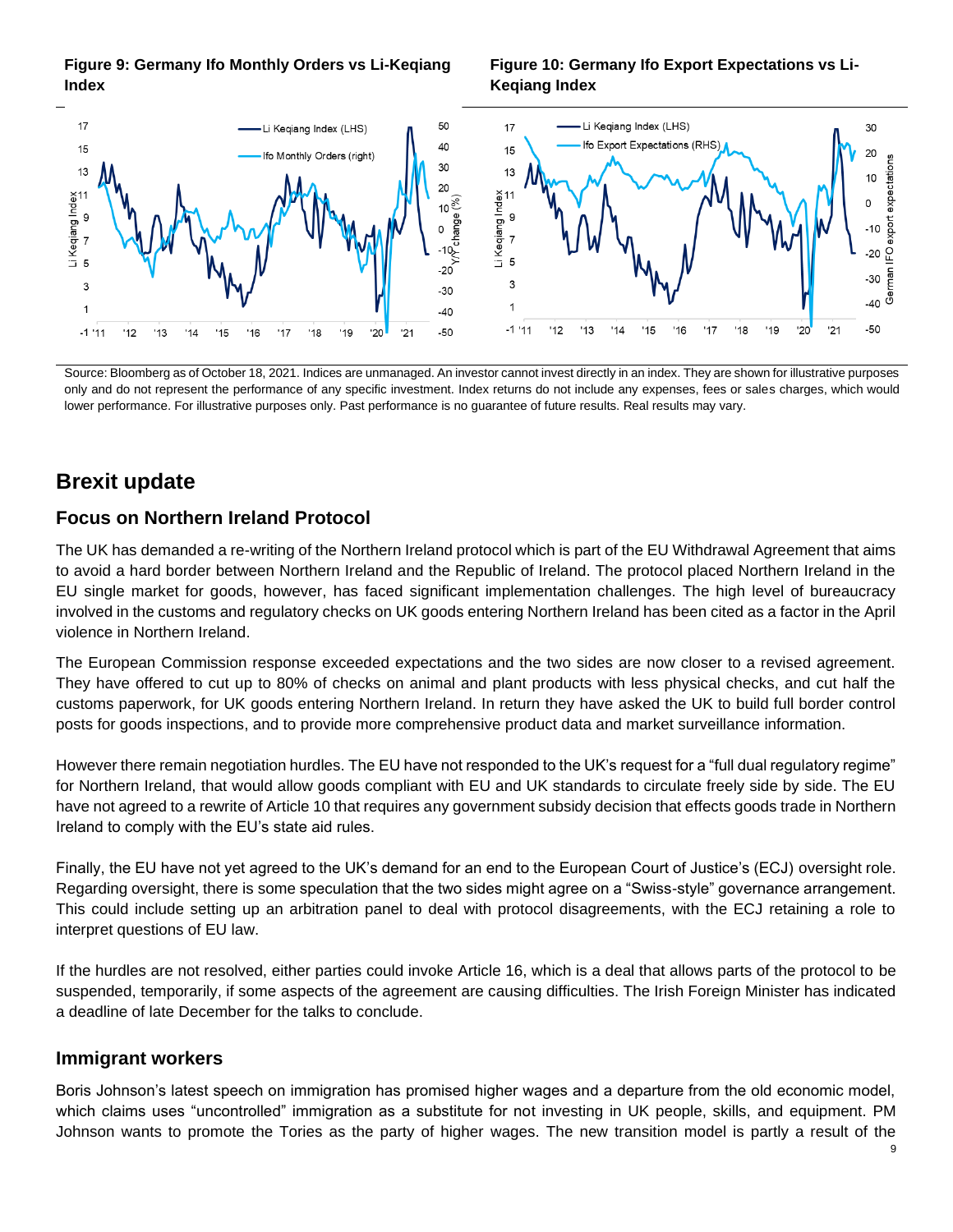**Figure 9: Germany Ifo Monthly Orders vs Li-Keqiang Index**

**Figure 10: Germany Ifo Export Expectations vs Li-Keqiang Index**

Source: Bloomberg as of October 18, 2021. Indices are unmanaged. An investor cannot invest directly in an index. They are shown for illustrative purposes only and do not represent the performance of any specific investment. Index returns do not include any expenses, fees or sales charges, which would lower performance. For illustrative purposes only. Past performance is no guarantee of future results. Real results may vary.

## Brexit update

### Focus on Northern Ireland Protocol

The UK has demanded a re-writing of the Northern Ireland protocol which is part of the EU Withdrawal Agreement that aims to avoid a hard border between Northern Ireland and the Republic of Ireland. The protocol placed Northern Ireland in the EU single market for goods, however, has faced significant implementation challenges. The high level of bureaucracy involved in the customs and regulatory checks on UK goods entering Northern Ireland has been cited as a factor in the April violence in Northern Ireland.

The European Commission response exceeded expectations and the two sides are now closer to a revised agreement. They have offered to cut up to 80% of checks on animal and plant products with less physical checks, and cut half the customs paperwork, for UK goods entering Northern Ireland. In return they have asked the UK to build full border control posts for goods inspections, and to provide more comprehensive product data and market surveillance information.

However there remain negotiation hurdles. The EU have not responded to the UK's request for a "full dual regulatory regime" for Northern Ireland, that would allow goods compliant with EU and UK standards to circulate freely side by side. The EU have not agreed to a rewrite of Article 10 that requires any government subsidy decision that effects goods trade in Northern Ireland to comply with the EU's state aid rules.

Finally, the EU have not yet agreed to the UK's demand for an end to the European Court of Justice's (ECJ) oversight role. Regarding oversight, there is some speculation that the two sides might agree on a "Swiss-style" governance arrangement. This could include setting up an arbitration panel to deal with protocol disagreements, with the ECJ retaining a role to interpret questions of EU law.

If the hurdles are not resolved, either parties could invoke Article 16, which is a deal that allows parts of the protocol to be suspended, temporarily, if some aspects of the agreement are causing difficulties. The Irish Foreign Minister has indicated a deadline of late December for the talks to conclude.

### Immigrant workers

Boris Johnson's latest speech on immigration has promised higher wages and a departure from the old economic model, which claims uses "uncontrolled" immigration as a substitute for not investing in UK people, skills, and equipment. PM Johnson wants to promote the Tories as the party of higher wages. The new transition model is partly a result of the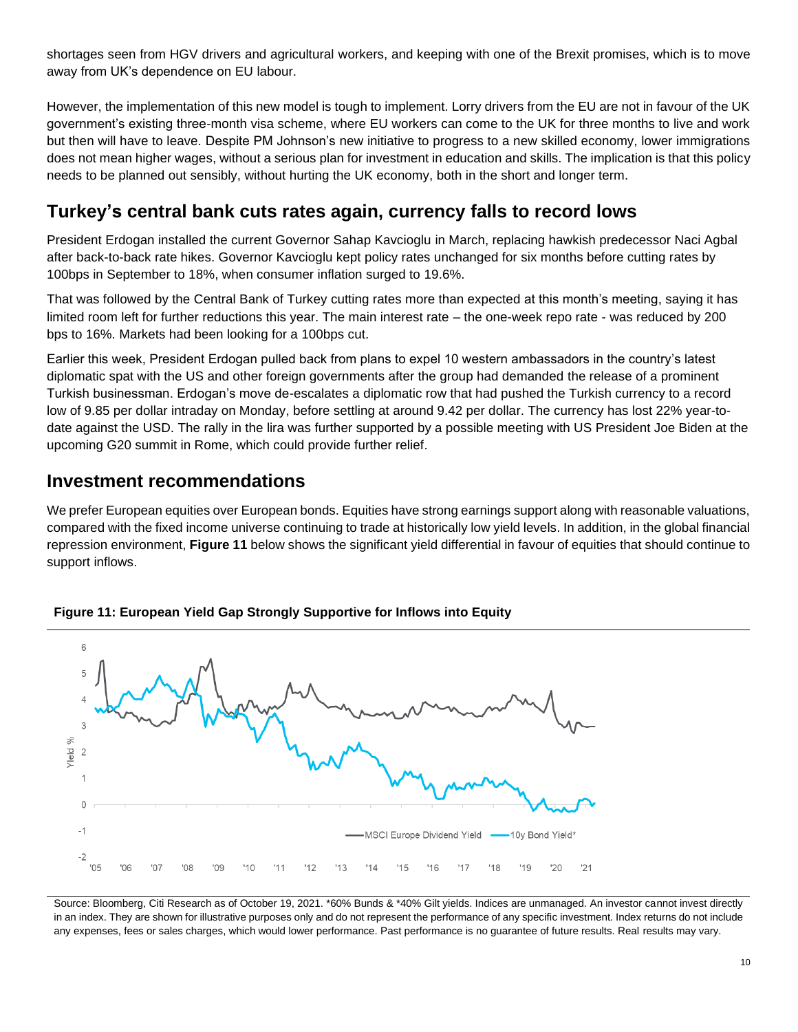shortages seen from HGV drivers and agricultural workers, and keeping with one of the Brexit promises, which is to move away from UK's dependence on EU labour.

However, the implementation of this new model is tough to implement. Lorry drivers from the EU are not in favour of the UK government's existing three-month visa scheme, where EU workers can come to the UK for three months to live and work but then will have to leave. Despite PM Johnson's new initiative to progress to a new skilled economy, lower immigrations does not mean higher wages, without a serious plan for investment in education and skills. The implication is that this policy needs to be planned out sensibly, without hurting the UK economy, both in the short and longer term.

## Turkey's central bank cuts rates again, currency falls to record lows

President Erdogan installed the current Governor Sahap Kavcioglu in March, replacing hawkish predecessor Naci Agbal after back-to-back rate hikes. Governor Kavcioglu kept policy rates unchanged for six months before cutting rates by 100bps in September to 18%, when consumer inflation surged to 19.6%.

That was followed by the Central Bank of Turkey cutting rates more than expected at this month's meeting, saying it has limited room left for further reductions this year. The main interest rate – the one-week repo rate - was reduced by 200 bps to 16%. Markets had been looking for a 100bps cut.

Earlier this week, President Erdogan pulled back from plans to expel 10 western ambassadors in the country's latest diplomatic spat with the US and other foreign governments after the group had demanded the release of a prominent Turkish businessman. Erdogan's move de-escalates a diplomatic row that had pushed the Turkish currency to a record low of 9.85 per dollar intraday on Monday, before settling at around 9.42 per dollar. The currency has lost 22% year-to-date against the USD. The rally in the lira was further supported by a possible meeting with US President Joe Biden at the upcoming G20 summit in Rome, which could provide further relief.

## Investment recommendations

We prefer European equities over European bonds. Equities have strong earnings support along with reasonable valuations, compared with the fixed income universe continuing to trade at historically low yield levels. In addition, in the global financial repression environment, **Figure 11** below shows the significant yield differential in favour of equities that should continue to support inflows.

**Figure 11: European Yield Gap Strongly Supportive for Inflows into Equity**

Source: Bloomberg, Citi Research as of October 19, 2021. *60% Bunds & *40% Gilt yields. Indices are unmanaged. An investor cannot invest directly in an index. They are shown for illustrative purposes only and do not represent the performance of any specific investment. Index returns do not include any expenses, fees or sales charges, which would lower performance. Past performance is no guarantee of future results. Real results may vary.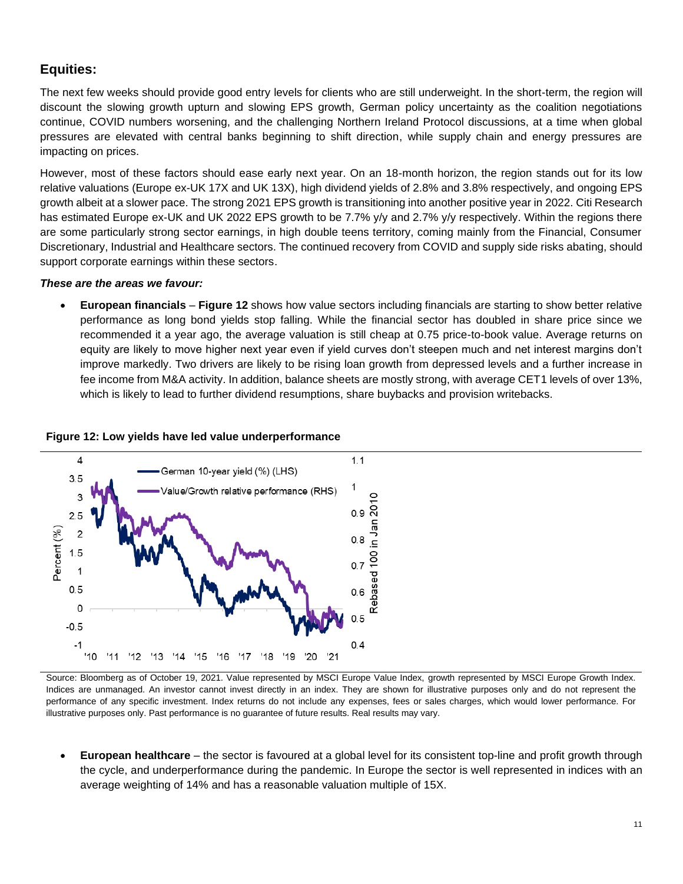## Equities:

The next few weeks should provide good entry levels for clients who are still underweight. In the short-term, the region will discount the slowing growth upturn and slowing EPS growth, German policy uncertainty as the coalition negotiations continue, COVID numbers worsening, and the challenging Northern Ireland Protocol discussions, at a time when global pressures are elevated with central banks beginning to shift direction, while supply chain and energy pressures are impacting on prices.

However, most of these factors should ease early next year. On an 18-month horizon, the region stands out for its low relative valuations (Europe ex-UK 17X and UK 13X), high dividend yields of 2.8% and 3.8% respectively, and ongoing EPS growth albeit at a slower pace. The strong 2021 EPS growth is transitioning into another positive year in 2022. Citi Research has estimated Europe ex-UK and UK 2022 EPS growth to be 7.7% y/y and 2.7% y/y respectively. Within the regions there are some particularly strong sector earnings, in high double teens territory, coming mainly from the Financial, Consumer Discretionary, Industrial and Healthcare sectors. The continued recovery from COVID and supply side risks abating, should support corporate earnings within these sectors.

***These are the areas we favour:***

- **European financials** – **Figure 12** shows how value sectors including financials are starting to show better relative performance as long bond yields stop falling. While the financial sector has doubled in share price since we recommended it a year ago, the average valuation is still cheap at 0.75 price-to-book value. Average returns on equity are likely to move higher next year even if yield curves don't steepen much and net interest margins don't improve markedly. Two drivers are likely to be rising loan growth from depressed levels and a further increase in fee income from M&A activity. In addition, balance sheets are mostly strong, with average CET1 levels of over 13%, which is likely to lead to further dividend resumptions, share buybacks and provision writebacks.

**Figure 12: Low yields have led value underperformance**

Source: Bloomberg as of October 19, 2021. Value represented by MSCI Europe Value Index, growth represented by MSCI Europe Growth Index. Indices are unmanaged. An investor cannot invest directly in an index. They are shown for illustrative purposes only and do not represent the performance of any specific investment. Index returns do not include any expenses, fees or sales charges, which would lower performance. For illustrative purposes only. Past performance is no guarantee of future results. Real results may vary.

- **European healthcare** – the sector is favoured at a global level for its consistent top-line and profit growth through the cycle, and underperformance during the pandemic. In Europe the sector is well represented in indices with an average weighting of 14% and has a reasonable valuation multiple of 15X.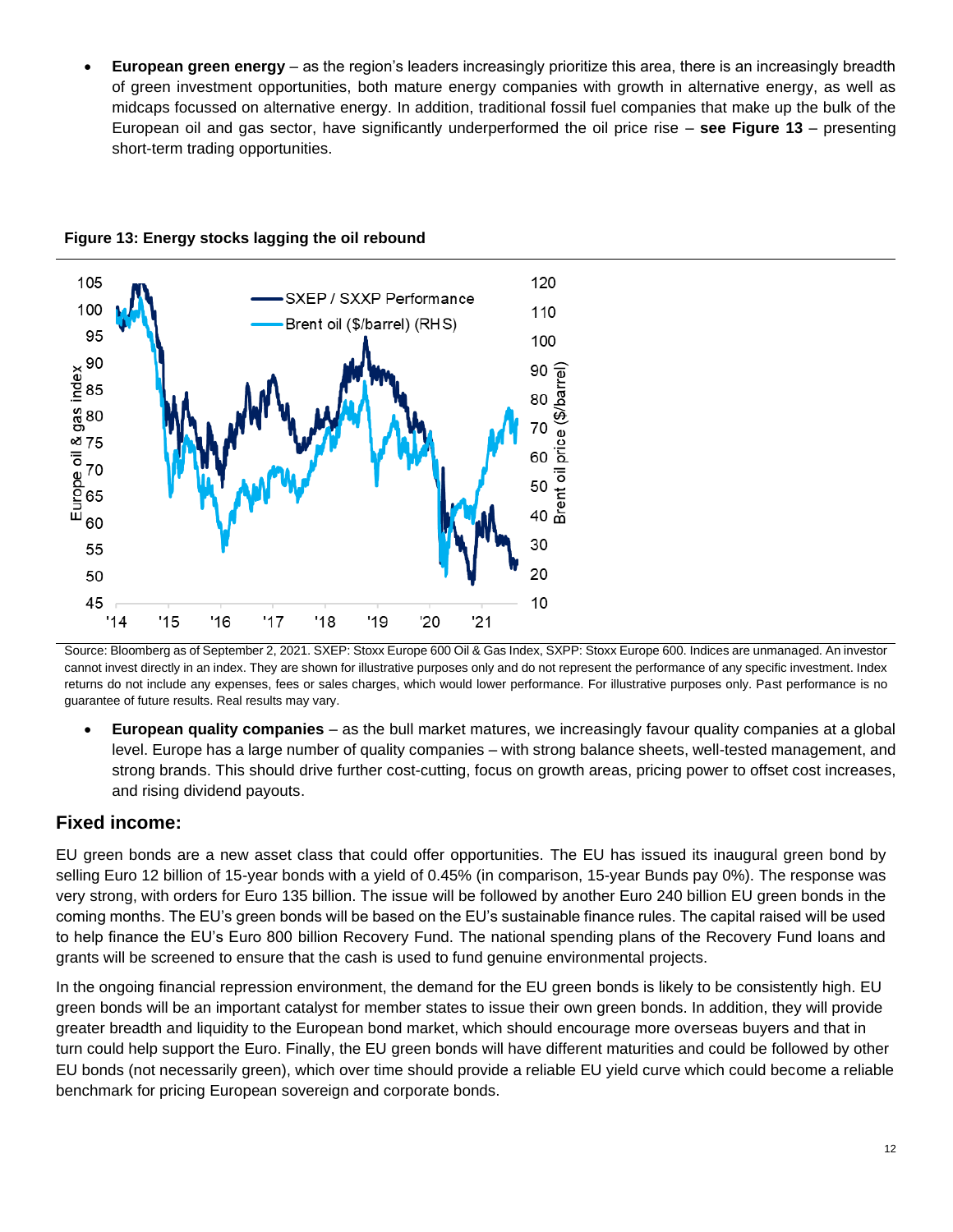- **European green energy** – as the region's leaders increasingly prioritize this area, there is an increasingly breadth of green investment opportunities, both mature energy companies with growth in alternative energy, as well as midcaps focussed on alternative energy. In addition, traditional fossil fuel companies that make up the bulk of the European oil and gas sector, have significantly underperformed the oil price rise – **see Figure 13** – presenting short-term trading opportunities.

**Figure 13: Energy stocks lagging the oil rebound**

Source: Bloomberg as of September 2, 2021. SXEP: Stoxx Europe 600 Oil & Gas Index, SXPP: Stoxx Europe 600. Indices are unmanaged. An investor cannot invest directly in an index. They are shown for illustrative purposes only and do not represent the performance of any specific investment. Index returns do not include any expenses, fees or sales charges, which would lower performance. For illustrative purposes only. Past performance is no guarantee of future results. Real results may vary.

- **European quality companies** – as the bull market matures, we increasingly favour quality companies at a global level. Europe has a large number of quality companies – with strong balance sheets, well-tested management, and strong brands. This should drive further cost-cutting, focus on growth areas, pricing power to offset cost increases, and rising dividend payouts.

## Fixed income:

EU green bonds are a new asset class that could offer opportunities. The EU has issued its inaugural green bond by selling Euro 12 billion of 15-year bonds with a yield of 0.45% (in comparison, 15-year Bunds pay 0%). The response was very strong, with orders for Euro 135 billion. The issue will be followed by another Euro 240 billion EU green bonds in the coming months. The EU's green bonds will be based on the EU's sustainable finance rules. The capital raised will be used to help finance the EU's Euro 800 billion Recovery Fund. The national spending plans of the Recovery Fund loans and grants will be screened to ensure that the cash is used to fund genuine environmental projects.

In the ongoing financial repression environment, the demand for the EU green bonds is likely to be consistently high. EU green bonds will be an important catalyst for member states to issue their own green bonds. In addition, they will provide greater breadth and liquidity to the European bond market, which should encourage more overseas buyers and that in turn could help support the Euro. Finally, the EU green bonds will have different maturities and could be followed by other EU bonds (not necessarily green), which over time should provide a reliable EU yield curve which could become a reliable benchmark for pricing European sovereign and corporate bonds.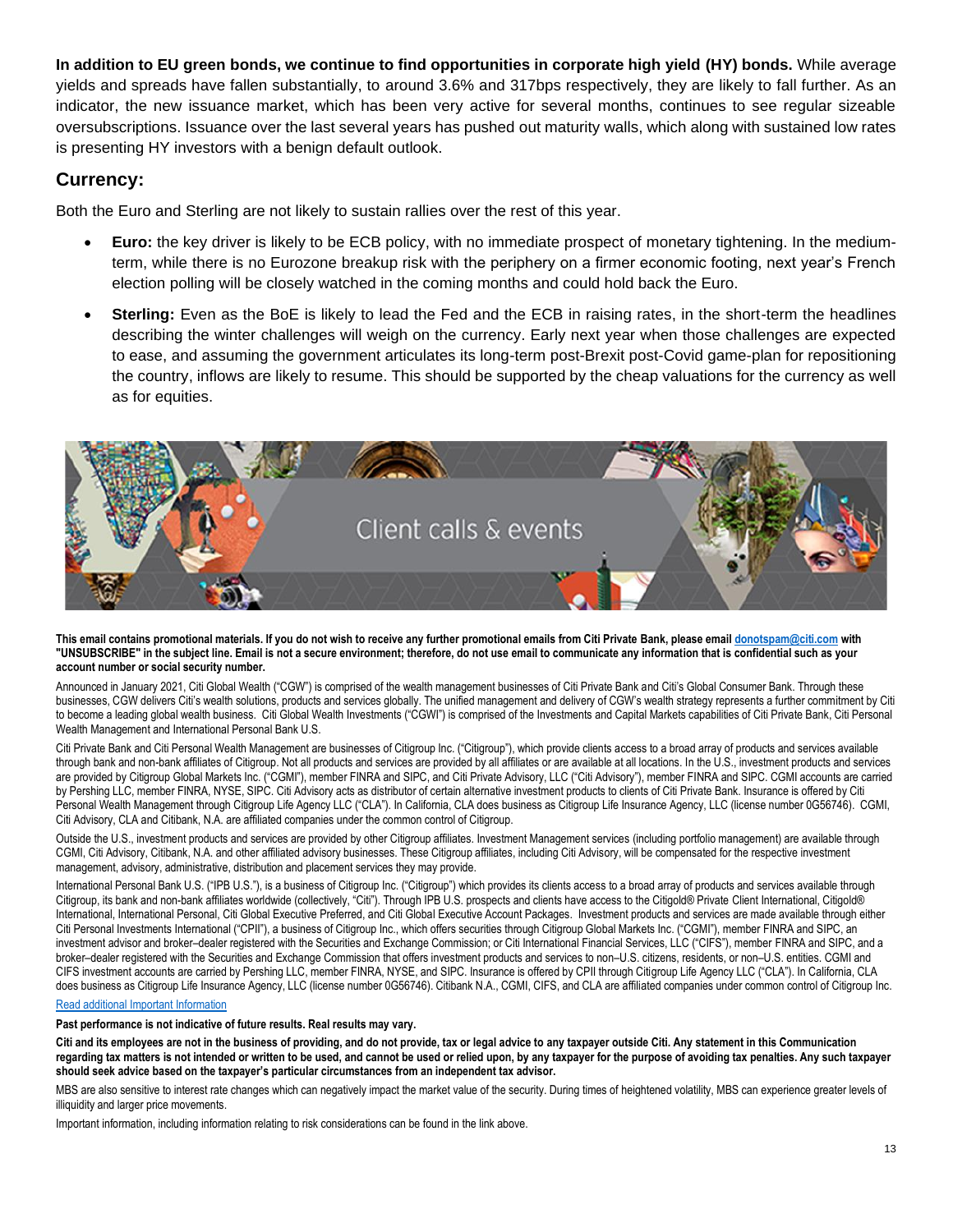**In addition to EU green bonds, we continue to find opportunities in corporate high yield (HY) bonds.** While average yields and spreads have fallen substantially, to around 3.6% and 317bps respectively, they are likely to fall further. As an indicator, the new issuance market, which has been very active for several months, continues to see regular sizeable oversubscriptions. Issuance over the last several years has pushed out maturity walls, which along with sustained low rates is presenting HY investors with a benign default outlook.

## Currency:

Both the Euro and Sterling are not likely to sustain rallies over the rest of this year.

- **Euro:** the key driver is likely to be ECB policy, with no immediate prospect of monetary tightening. In the medium-term, while there is no Eurozone breakup risk with the periphery on a firmer economic footing, next year's French election polling will be closely watched in the coming months and could hold back the Euro.
- **Sterling:** Even as the BoE is likely to lead the Fed and the ECB in raising rates, in the short-term the headlines describing the winter challenges will weigh on the currency. Early next year when those challenges are expected to ease, and assuming the government articulates its long-term post-Brexit post-Covid game-plan for repositioning the country, inflows are likely to resume. This should be supported by the cheap valuations for the currency as well as for equities.

Client calls & events

**This email contains promotional materials. If you do not wish to receive any further promotional emails from Citi Private Bank, please email donotspam@citi.com with "UNSUBSCRIBE" in the subject line. Email is not a secure environment; therefore, do not use email to communicate any information that is confidential such as your account number or social security number.**

Announced in January 2021, Citi Global Wealth ("CGW") is comprised of the wealth management businesses of Citi Private Bank and Citi's Global Consumer Bank. Through these businesses, CGW delivers Citi's wealth solutions, products and services globally. The unified management and delivery of CGW's wealth strategy represents a further commitment by Citi to become a leading global wealth business. Citi Global Wealth Investments ("CGWI") is comprised of the Investments and Capital Markets capabilities of Citi Private Bank, Citi Personal Wealth Management and International Personal Bank U.S.

Citi Private Bank and Citi Personal Wealth Management are businesses of Citigroup Inc. ("Citigroup"), which provide clients access to a broad array of products and services available through bank and non-bank affiliates of Citigroup. Not all products and services are provided by all affiliates or are available at all locations. In the U.S., investment products and services are provided by Citigroup Global Markets Inc. ("CGMI"), member FINRA and SIPC, and Citi Private Advisory, LLC ("Citi Advisory"), member FINRA and SIPC. CGMI accounts are carried by Pershing LLC, member FINRA, NYSE, SIPC. Citi Advisory acts as distributor of certain alternative investment products to clients of Citi Private Bank. Insurance is offered by Citi Personal Wealth Management through Citigroup Life Agency LLC ("CLA"). In California, CLA does business as Citigroup Life Insurance Agency, LLC (license number 0G56746). CGMI, Citi Advisory, CLA and Citibank, N.A. are affiliated companies under the common control of Citigroup.

Outside the U.S., investment products and services are provided by other Citigroup affiliates. Investment Management services (including portfolio management) are available through CGMI, Citi Advisory, Citibank, N.A. and other affiliated advisory businesses. These Citigroup affiliates, including Citi Advisory, will be compensated for the respective investment management, advisory, administrative, distribution and placement services they may provide.

International Personal Bank U.S. ("IPB U.S."), is a business of Citigroup Inc. ("Citigroup") which provides its clients access to a broad array of products and services available through Citigroup, its bank and non-bank affiliates worldwide (collectively, "Citi"). Through IPB U.S. prospects and clients have access to the Citigold® Private Client International, Citigold® International, International Personal, Citi Global Executive Preferred, and Citi Global Executive Account Packages. Investment products and services are made available through either Citi Personal Investments International ("CPII"), a business of Citigroup Inc., which offers securities through Citigroup Global Markets Inc. ("CGMI"), member FINRA and SIPC, an investment advisor and broker–dealer registered with the Securities and Exchange Commission; or Citi International Financial Services, LLC ("CIFS"), member FINRA and SIPC, and a broker–dealer registered with the Securities and Exchange Commission that offers investment products and services to non–U.S. citizens, residents, or non–U.S. entities. CGMI and CIFS investment accounts are carried by Pershing LLC, member FINRA, NYSE, and SIPC. Insurance is offered by CPII through Citigroup Life Agency LLC ("CLA"). In California, CLA does business as Citigroup Life Insurance Agency, LLC (license number 0G56746). Citibank N.A., CGMI, CIFS, and CLA are affiliated companies under common control of Citigroup Inc.

Read additional Important Information

**Past performance is not indicative of future results. Real results may vary.**

**Citi and its employees are not in the business of providing, and do not provide, tax or legal advice to any taxpayer outside Citi. Any statement in this Communication regarding tax matters is not intended or written to be used, and cannot be used or relied upon, by any taxpayer for the purpose of avoiding tax penalties. Any such taxpayer should seek advice based on the taxpayer's particular circumstances from an independent tax advisor.**

MBS are also sensitive to interest rate changes which can negatively impact the market value of the security. During times of heightened volatility, MBS can experience greater levels of illiquidity and larger price movements.

Important information, including information relating to risk considerations can be found in the link above.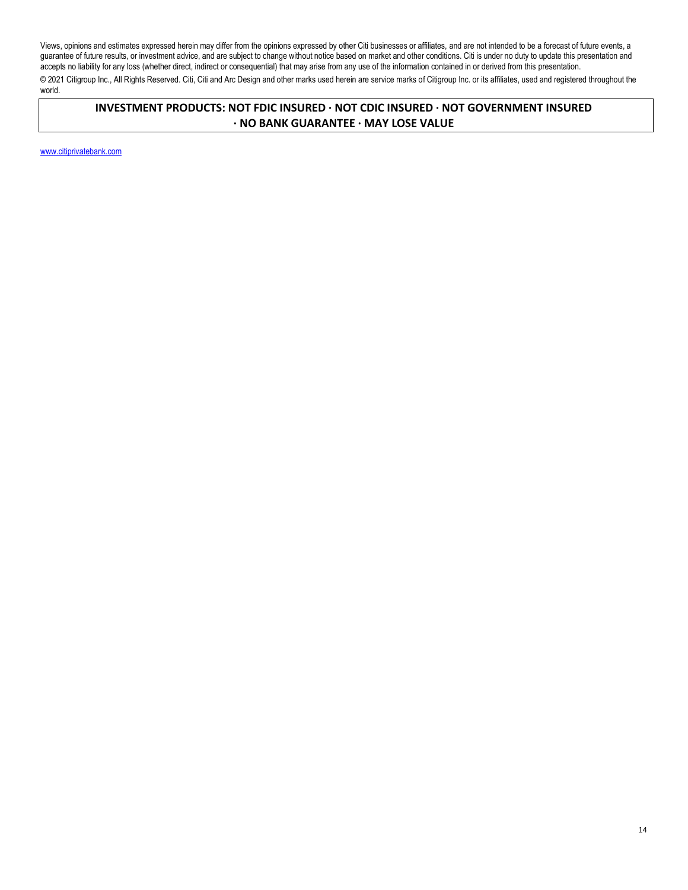Views, opinions and estimates expressed herein may differ from the opinions expressed by other Citi businesses or affiliates, and are not intended to be a forecast of future events, a guarantee of future results, or investment advice, and are subject to change without notice based on market and other conditions. Citi is under no duty to update this presentation and accepts no liability for any loss (whether direct, indirect or consequential) that may arise from any use of the information contained in or derived from this presentation.

© 2021 Citigroup Inc., All Rights Reserved. Citi, Citi and Arc Design and other marks used herein are service marks of Citigroup Inc. or its affiliates, used and registered throughout the world.

**INVESTMENT PRODUCTS: NOT FDIC INSURED · NOT CDIC INSURED · NOT GOVERNMENT INSURED · NO BANK GUARANTEE · MAY LOSE VALUE**

www.citiprivatebank.com